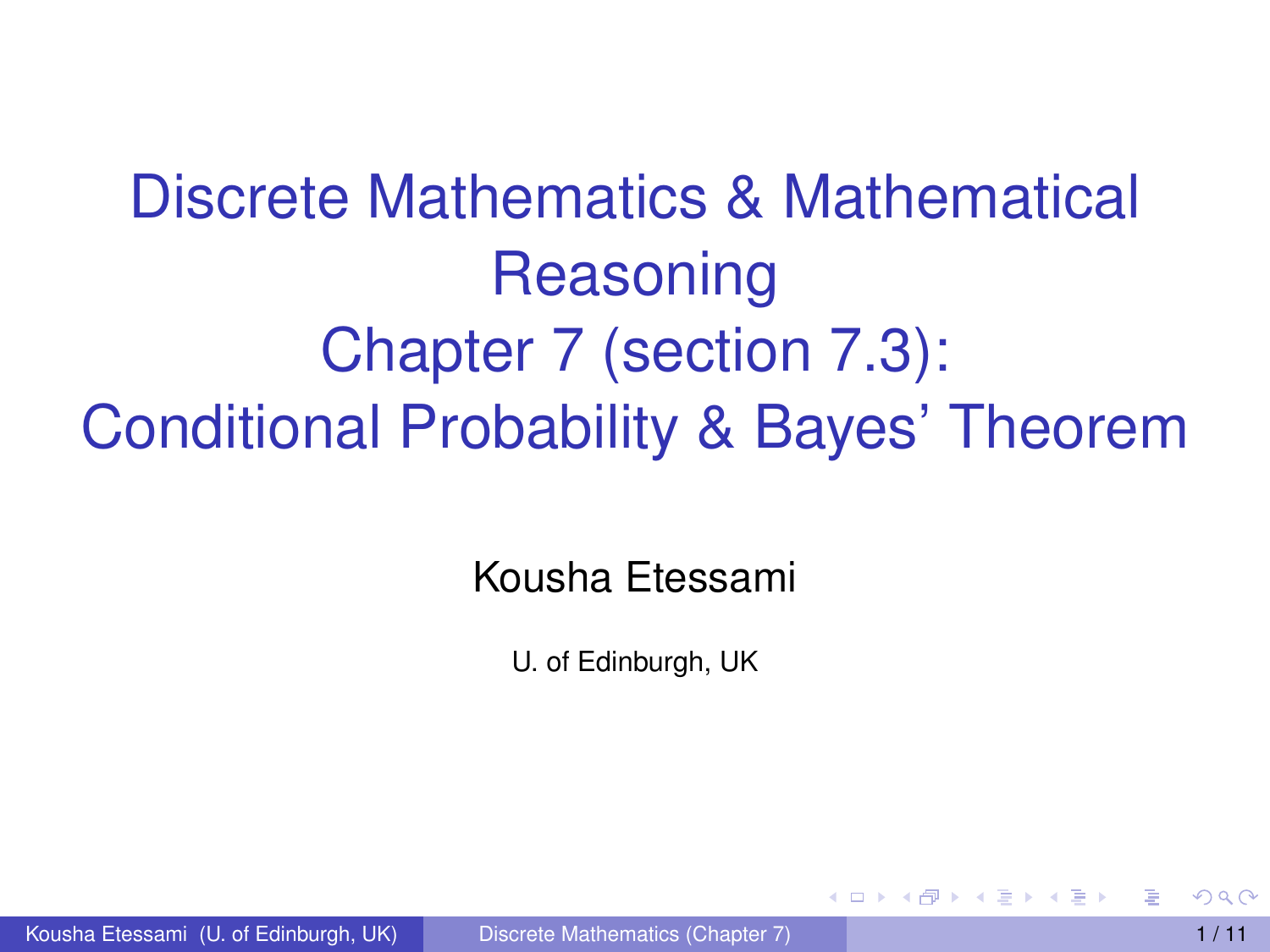# Discrete Mathematics & Mathematical Reasoning
# Chapter 7 (section 7.3): Conditional Probability & Bayes' Theorem

Kousha Etessami

U. of Edinburgh, UK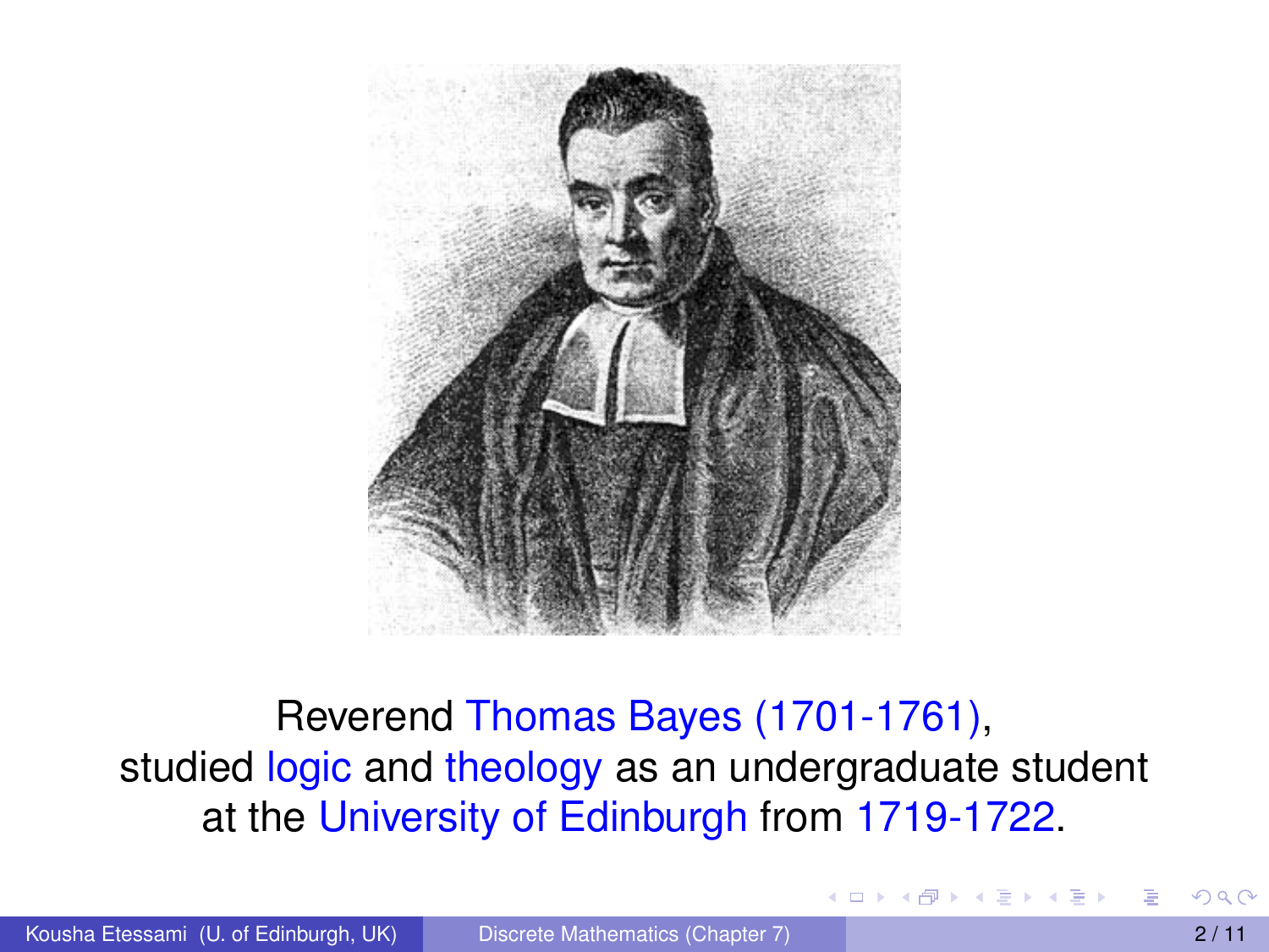Reverend Thomas Bayes (1701-1761),
studied logic and theology as an undergraduate student
at the University of Edinburgh from 1719-1722.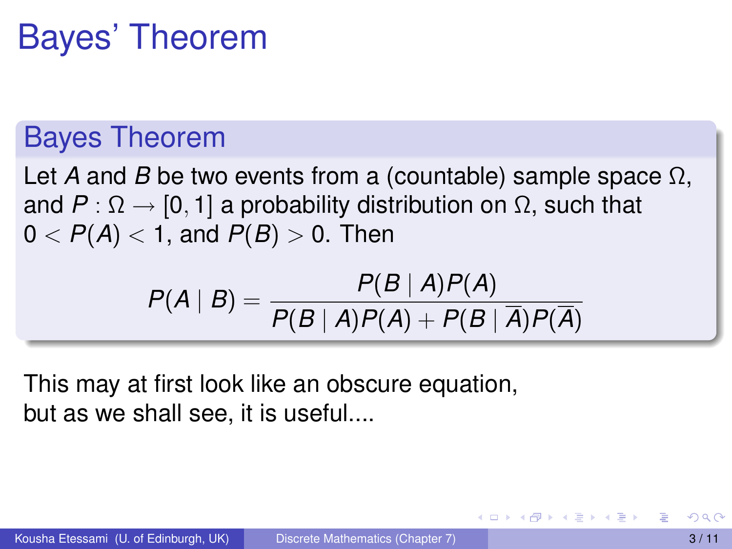# Bayes' Theorem

## Bayes Theorem

Let $A$ and $B$ be two events from a (countable) sample space $\Omega$, and $P : \Omega \rightarrow [0, 1]$ a probability distribution on $\Omega$, such that $0 < P(A) < 1$, and $P(B) > 0$. Then

$$P(A \mid B) = \frac{P(B \mid A)P(A)}{P(B \mid A)P(A) + P(B \mid \overline{A})P(\overline{A})}$$

This may at first look like an obscure equation, but as we shall see, it is useful....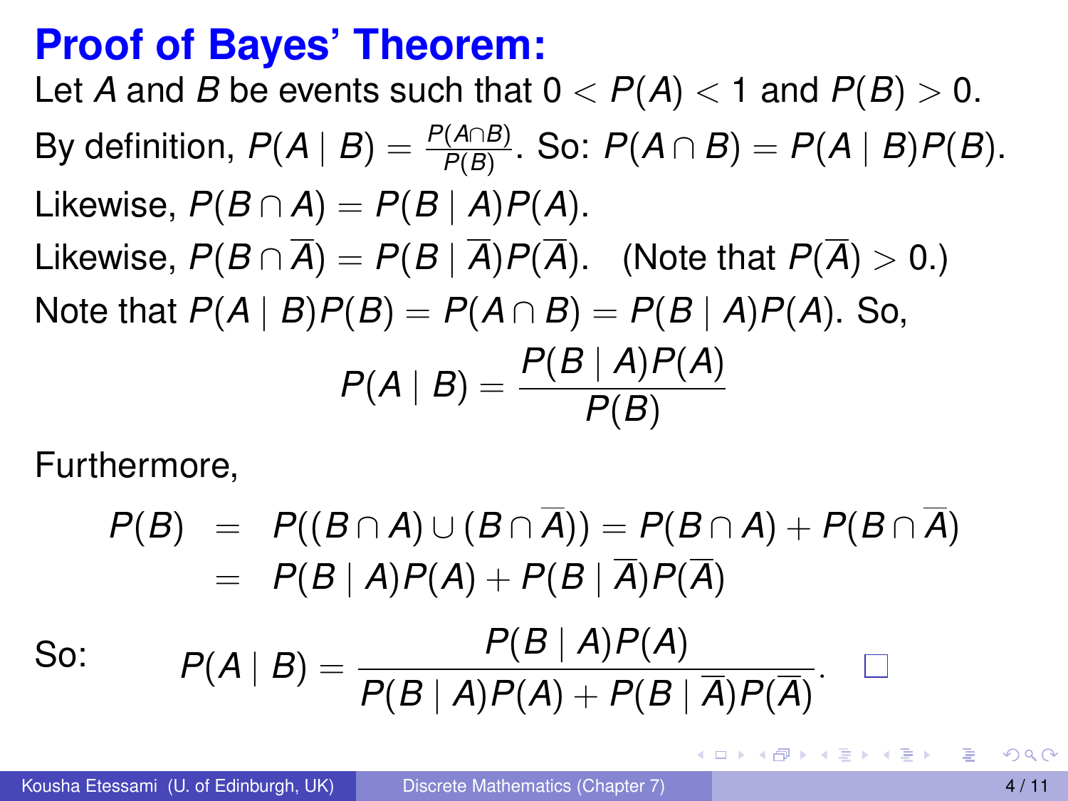# Proof of Bayes' Theorem:

Let $A$ and $B$ be events such that $0 < P(A) < 1$ and $P(B) > 0$.

By definition, $P(A \mid B) = \frac{P(A \cap B)}{P(B)}$. So: $P(A \cap B) = P(A \mid B)P(B)$.

Likewise, $P(B \cap A) = P(B \mid A)P(A)$.

Likewise, $P(B \cap \overline{A}) = P(B \mid \overline{A})P(\overline{A})$. (Note that $P(\overline{A}) > 0$.)

Note that $P(A \mid B)P(B) = P(A \cap B) = P(B \mid A)P(A)$. So,

$$P(A \mid B) = \frac{P(B \mid A)P(A)}{P(B)}$$

Furthermore,

$$\begin{aligned} P(B) &= P((B \cap A) \cup (B \cap \overline{A})) = P(B \cap A) + P(B \cap \overline{A}) \\ &= P(B \mid A)P(A) + P(B \mid \overline{A})P(\overline{A}) \end{aligned}$$

So:

$$P(A \mid B) = \frac{P(B \mid A)P(A)}{P(B \mid A)P(A) + P(B \mid \overline{A})P(\overline{A})}. \quad \square$$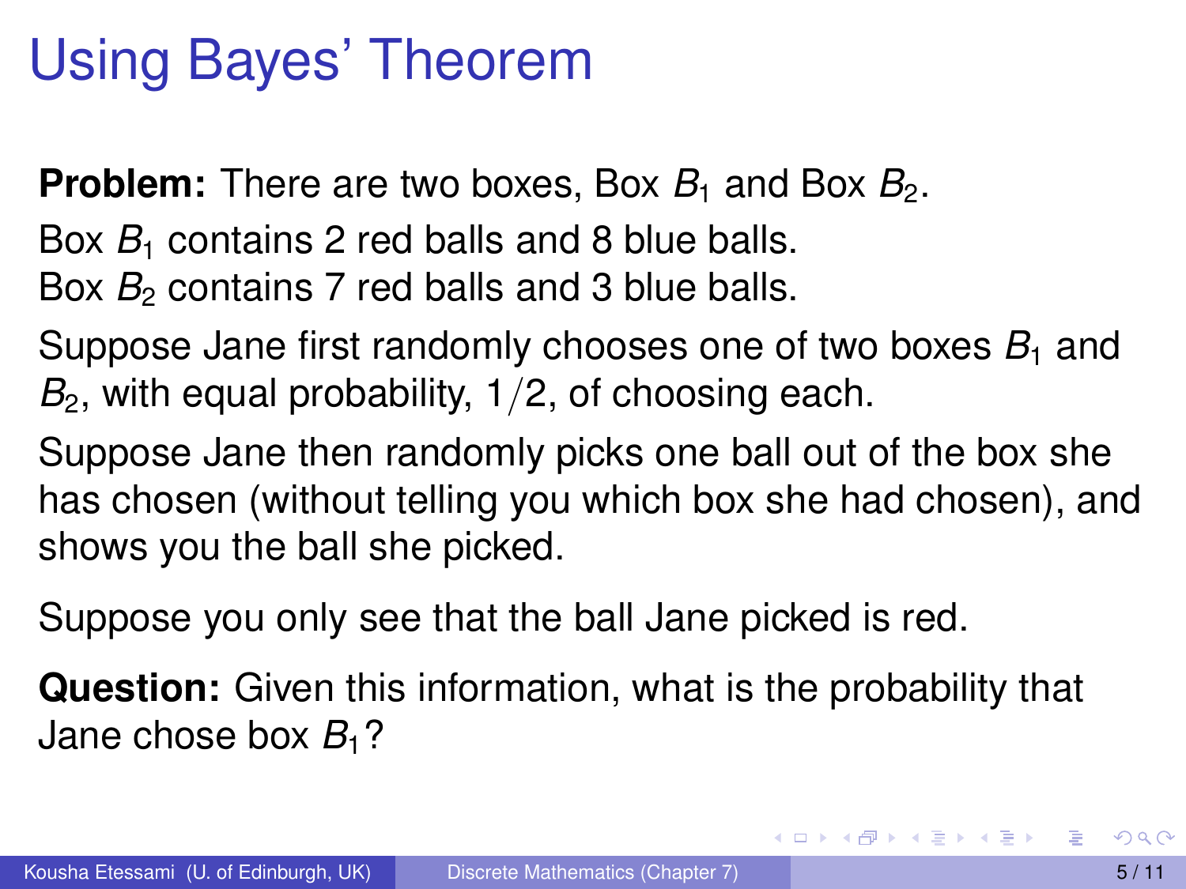# Using Bayes' Theorem

**Problem:** There are two boxes, Box $B_1$ and Box $B_2$.

Box $B_1$ contains 2 red balls and 8 blue balls.
Box $B_2$ contains 7 red balls and 3 blue balls.

Suppose Jane first randomly chooses one of two boxes $B_1$ and $B_2$, with equal probability, $1/2$, of choosing each.

Suppose Jane then randomly picks one ball out of the box she has chosen (without telling you which box she had chosen), and shows you the ball she picked.

Suppose you only see that the ball Jane picked is red.

**Question:** Given this information, what is the probability that Jane chose box $B_1$?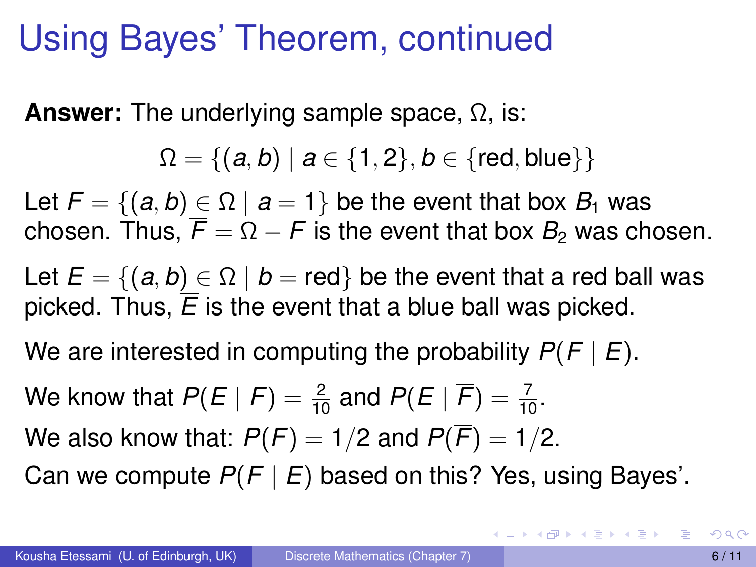# Using Bayes' Theorem, continued

**Answer:** The underlying sample space, $\Omega$, is:

$$\Omega = \{(a, b) \mid a \in \{1, 2\}, b \in \{\text{red}, \text{blue}\}\}$$

Let $F = \{(a, b) \in \Omega \mid a = 1\}$ be the event that box $B_1$ was chosen. Thus, $\overline{F} = \Omega - F$ is the event that box $B_2$ was chosen.

Let $E = \{(a, b) \in \Omega \mid b = \text{red}\}$ be the event that a red ball was picked. Thus, $\overline{E}$ is the event that a blue ball was picked.

We are interested in computing the probability $P(F \mid E)$.

We know that $P(E \mid F) = \frac{2}{10}$ and $P(E \mid \overline{F}) = \frac{7}{10}$.

We also know that: $P(F) = 1/2$ and $P(\overline{F}) = 1/2$.

Can we compute $P(F \mid E)$ based on this? Yes, using Bayes'.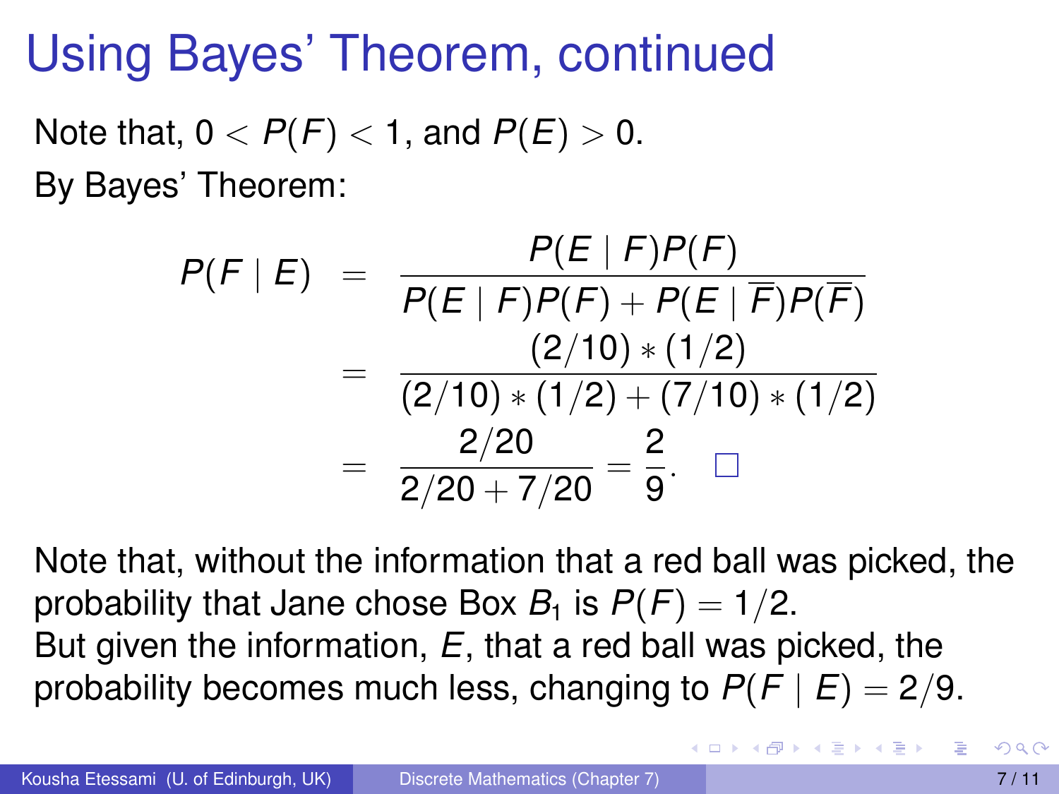# Using Bayes' Theorem, continued

Note that, $0 < P(F) < 1$, and $P(E) > 0$.

By Bayes' Theorem:

$$
\begin{aligned}
P(F \mid E) &= \frac{P(E \mid F)P(F)}{P(E \mid F)P(F) + P(E \mid \overline{F})P(\overline{F})} \\
&= \frac{(2/10) * (1/2)}{(2/10) * (1/2) + (7/10) * (1/2)} \\
&= \frac{2/20}{2/20 + 7/20} = \frac{2}{9}. \quad \square
\end{aligned}
$$

Note that, without the information that a red ball was picked, the probability that Jane chose Box $B_1$ is $P(F) = 1/2$.

But given the information, $E$, that a red ball was picked, the probability becomes much less, changing to $P(F \mid E) = 2/9$.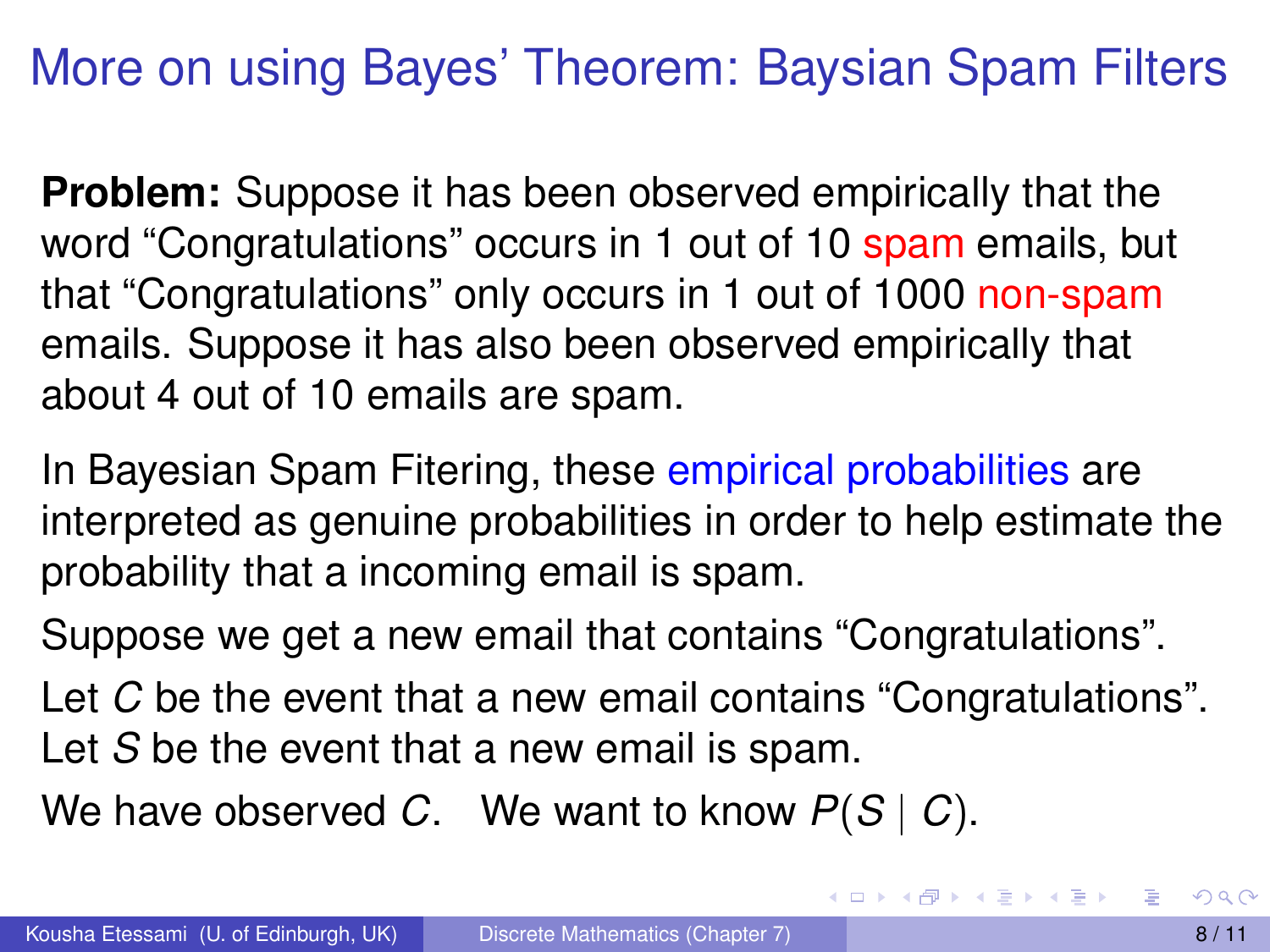# More on using Bayes' Theorem: Baysian Spam Filters

**Problem:** Suppose it has been observed empirically that the word "Congratulations" occurs in 1 out of 10 spam emails, but that "Congratulations" only occurs in 1 out of 1000 non-spam emails. Suppose it has also been observed empirically that about 4 out of 10 emails are spam.

In Bayesian Spam Fitering, these empirical probabilities are interpreted as genuine probabilities in order to help estimate the probability that a incoming email is spam.

Suppose we get a new email that contains "Congratulations".

Let $C$ be the event that a new email contains "Congratulations".
Let $S$ be the event that a new email is spam.

We have observed $C$. We want to know $P(S \mid C)$.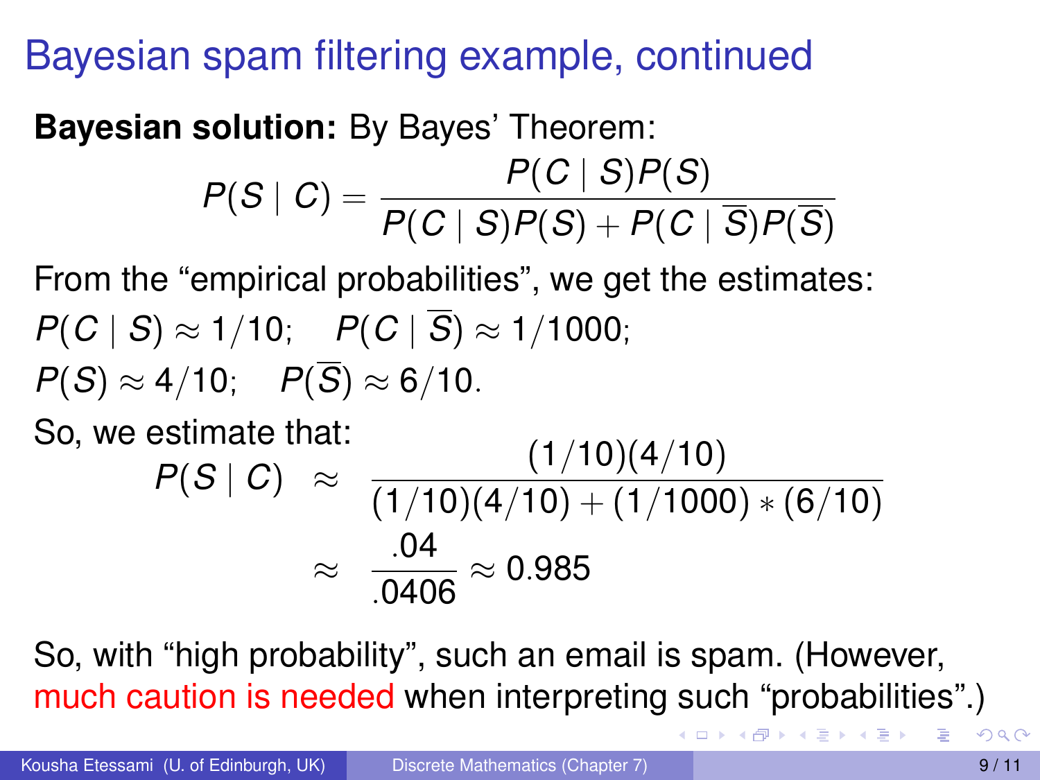# Bayesian spam filtering example, continued

**Bayesian solution:** By Bayes' Theorem:

$$P(S \mid C) = \frac{P(C \mid S)P(S)}{P(C \mid S)P(S) + P(C \mid \overline{S})P(\overline{S})}$$

From the "empirical probabilities", we get the estimates:

$P(C \mid S) \approx 1/10$; $\quad P(C \mid \overline{S}) \approx 1/1000$;

$P(S) \approx 4/10$; $\quad P(\overline{S}) \approx 6/10$.

So, we estimate that:

$$\begin{aligned} P(S \mid C) &\approx \frac{(1/10)(4/10)}{(1/10)(4/10) + (1/1000) * (6/10)} \\ &\approx \frac{.04}{.0406} \approx 0.985 \end{aligned}$$

So, with "high probability", such an email is spam. (However, much caution is needed when interpreting such "probabilities".)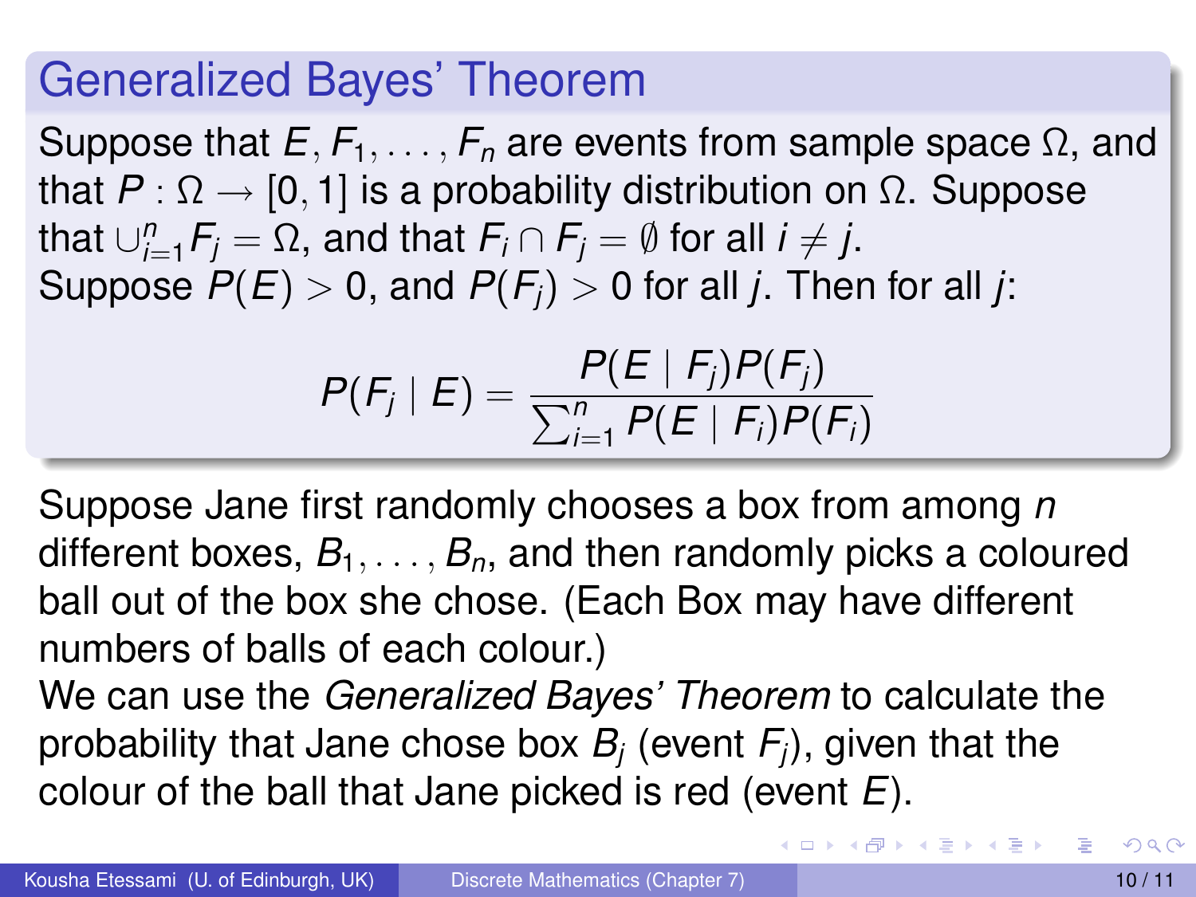## Generalized Bayes' Theorem

Suppose that $E, F_1, \ldots, F_n$ are events from sample space $\Omega$, and that $P : \Omega \rightarrow [0,1]$ is a probability distribution on $\Omega$. Suppose that $\cup_{j=1}^{n} F_j = \Omega$, and that $F_i \cap F_j = \emptyset$ for all $i \neq j$.
Suppose $P(E) > 0$, and $P(F_j) > 0$ for all $j$. Then for all $j$:

$$P(F_j \mid E) = \frac{P(E \mid F_j)P(F_j)}{\sum_{i=1}^{n} P(E \mid F_i)P(F_i)}$$

Suppose Jane first randomly chooses a box from among $n$ different boxes, $B_1, \ldots, B_n$, and then randomly picks a coloured ball out of the box she chose. (Each Box may have different numbers of balls of each colour.)
We can use the *Generalized Bayes' Theorem* to calculate the probability that Jane chose box $B_j$ (event $F_j$), given that the colour of the ball that Jane picked is red (event $E$).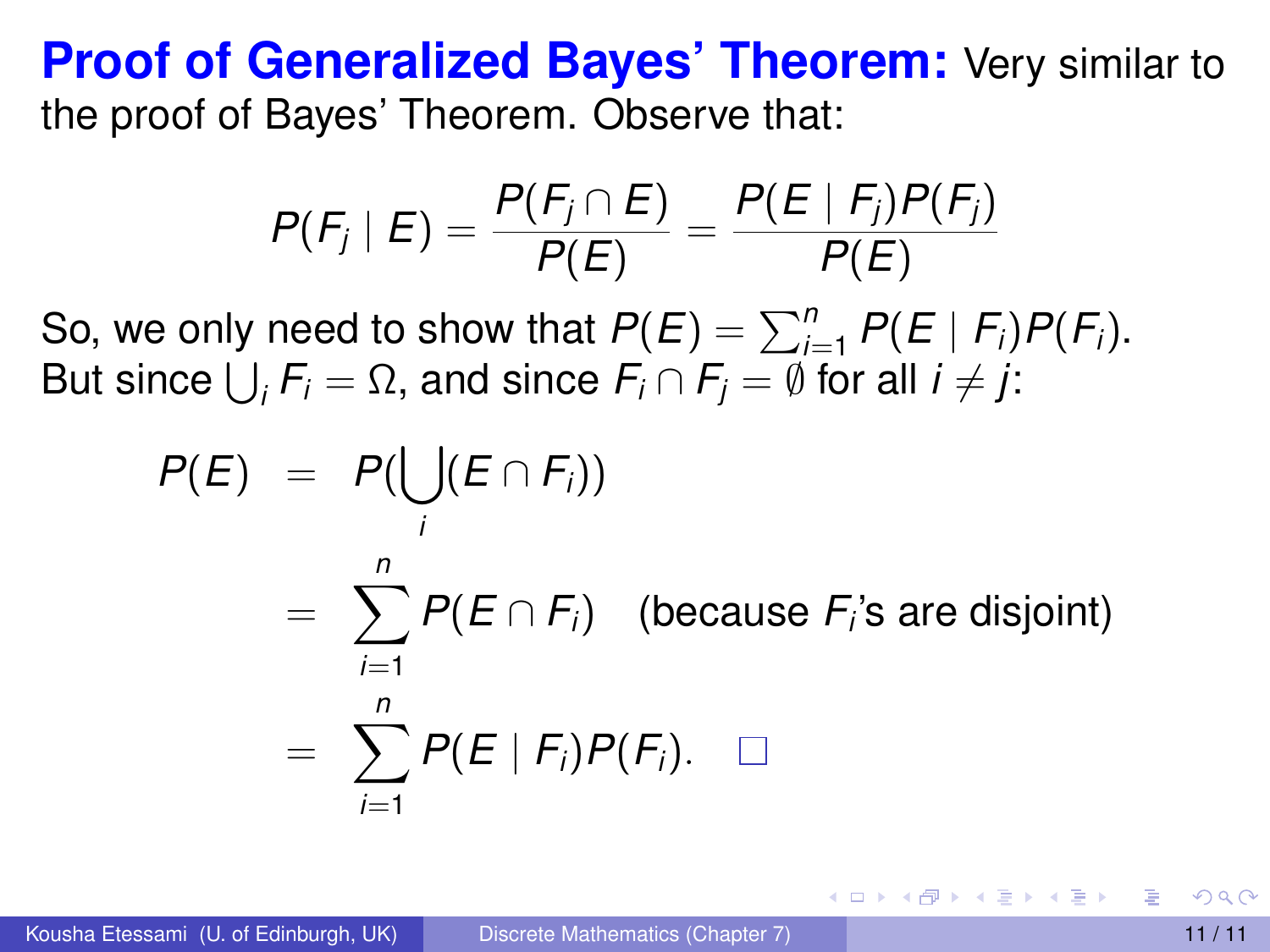**Proof of Generalized Bayes' Theorem:** Very similar to the proof of Bayes' Theorem. Observe that:

$$P(F_j \mid E) = \frac{P(F_j \cap E)}{P(E)} = \frac{P(E \mid F_j)P(F_j)}{P(E)}$$

So, we only need to show that $P(E) = \sum_{i=1}^{n} P(E \mid F_i)P(F_i)$.
But since $\bigcup_i F_i = \Omega$, and since $F_i \cap F_j = \emptyset$ for all $i \neq j$:

$$\begin{aligned}
P(E) &= P(\bigcup_i (E \cap F_i)) \\
&= \sum_{i=1}^{n} P(E \cap F_i) \quad \text{(because } F_i\text{'s are disjoint)} \\
&= \sum_{i=1}^{n} P(E \mid F_i)P(F_i). \quad \square
\end{aligned}$$